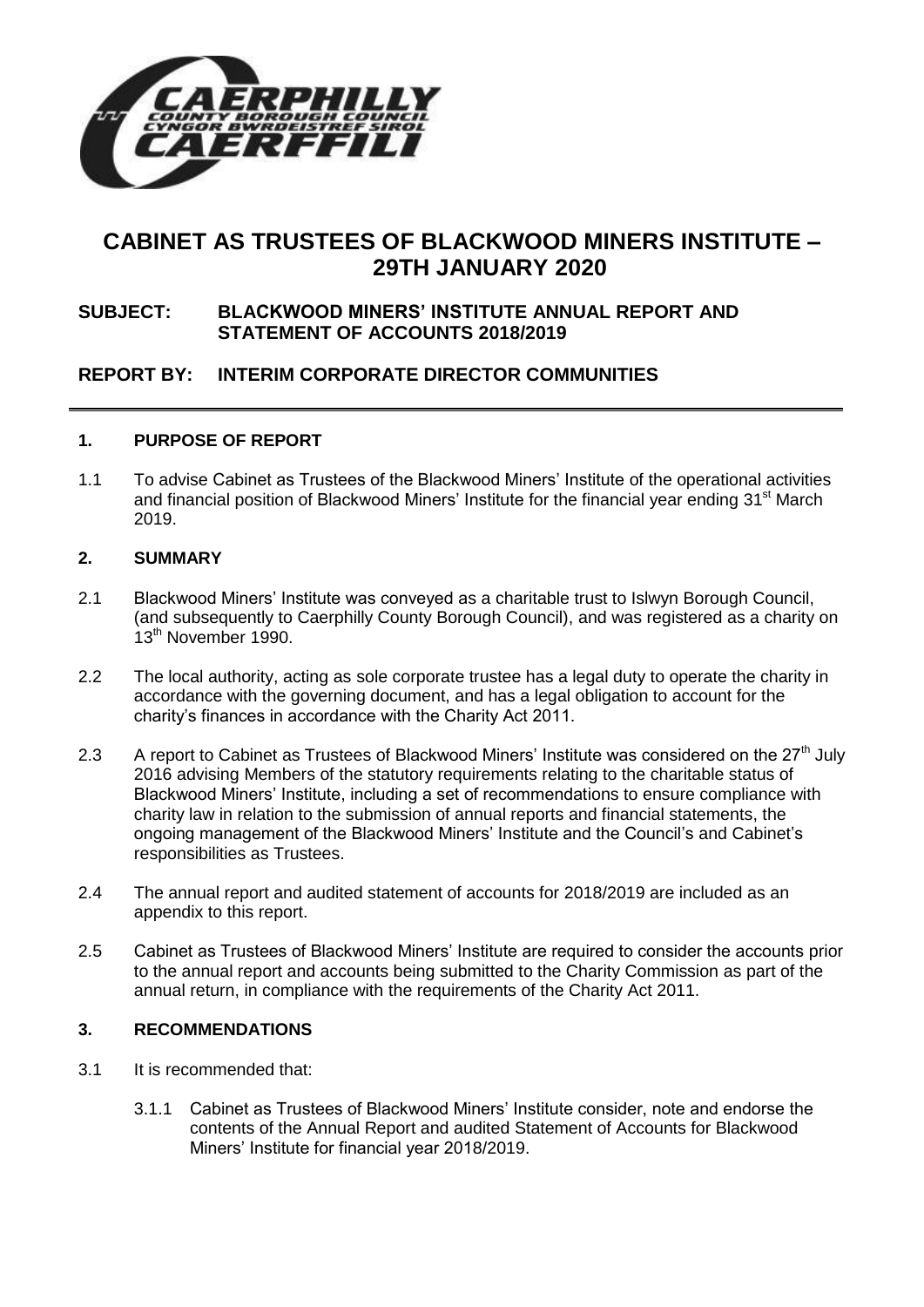# CABINET AS TRUSTEES OF BLACKWOOD MINERS INSTITUTE – 29TH JANUARY 2020

**SUBJECT: BLACKWOOD MINERS' INSTITUTE ANNUAL REPORT AND STATEMENT OF ACCOUNTS 2018/2019**

**REPORT BY: INTERIM CORPORATE DIRECTOR COMMUNITIES**

---

## 1. PURPOSE OF REPORT

1.1 To advise Cabinet as Trustees of the Blackwood Miners' Institute of the operational activities and financial position of Blackwood Miners' Institute for the financial year ending 31st March 2019.

## 2. SUMMARY

2.1 Blackwood Miners' Institute was conveyed as a charitable trust to Islwyn Borough Council, (and subsequently to Caerphilly County Borough Council), and was registered as a charity on 13th November 1990.

2.2 The local authority, acting as sole corporate trustee has a legal duty to operate the charity in accordance with the governing document, and has a legal obligation to account for the charity's finances in accordance with the Charity Act 2011.

2.3 A report to Cabinet as Trustees of Blackwood Miners' Institute was considered on the 27th July 2016 advising Members of the statutory requirements relating to the charitable status of Blackwood Miners' Institute, including a set of recommendations to ensure compliance with charity law in relation to the submission of annual reports and financial statements, the ongoing management of the Blackwood Miners' Institute and the Council's and Cabinet's responsibilities as Trustees.

2.4 The annual report and audited statement of accounts for 2018/2019 are included as an appendix to this report.

2.5 Cabinet as Trustees of Blackwood Miners' Institute are required to consider the accounts prior to the annual report and accounts being submitted to the Charity Commission as part of the annual return, in compliance with the requirements of the Charity Act 2011.

## 3. RECOMMENDATIONS

3.1 It is recommended that:

3.1.1 Cabinet as Trustees of Blackwood Miners' Institute consider, note and endorse the contents of the Annual Report and audited Statement of Accounts for Blackwood Miners' Institute for financial year 2018/2019.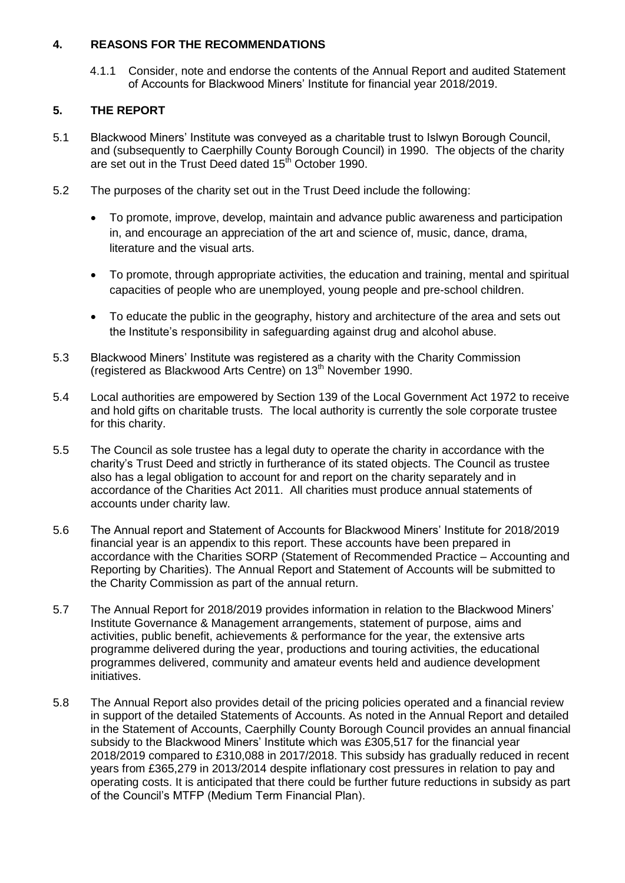## 4. REASONS FOR THE RECOMMENDATIONS

4.1.1 Consider, note and endorse the contents of the Annual Report and audited Statement of Accounts for Blackwood Miners' Institute for financial year 2018/2019.

## 5. THE REPORT

5.1 Blackwood Miners' Institute was conveyed as a charitable trust to Islwyn Borough Council, and (subsequently to Caerphilly County Borough Council) in 1990. The objects of the charity are set out in the Trust Deed dated 15th October 1990.

5.2 The purposes of the charity set out in the Trust Deed include the following:

- To promote, improve, develop, maintain and advance public awareness and participation in, and encourage an appreciation of the art and science of, music, dance, drama, literature and the visual arts.
- To promote, through appropriate activities, the education and training, mental and spiritual capacities of people who are unemployed, young people and pre-school children.
- To educate the public in the geography, history and architecture of the area and sets out the Institute's responsibility in safeguarding against drug and alcohol abuse.

5.3 Blackwood Miners' Institute was registered as a charity with the Charity Commission (registered as Blackwood Arts Centre) on 13th November 1990.

5.4 Local authorities are empowered by Section 139 of the Local Government Act 1972 to receive and hold gifts on charitable trusts. The local authority is currently the sole corporate trustee for this charity.

5.5 The Council as sole trustee has a legal duty to operate the charity in accordance with the charity's Trust Deed and strictly in furtherance of its stated objects. The Council as trustee also has a legal obligation to account for and report on the charity separately and in accordance of the Charities Act 2011. All charities must produce annual statements of accounts under charity law.

5.6 The Annual report and Statement of Accounts for Blackwood Miners' Institute for 2018/2019 financial year is an appendix to this report. These accounts have been prepared in accordance with the Charities SORP (Statement of Recommended Practice – Accounting and Reporting by Charities). The Annual Report and Statement of Accounts will be submitted to the Charity Commission as part of the annual return.

5.7 The Annual Report for 2018/2019 provides information in relation to the Blackwood Miners' Institute Governance & Management arrangements, statement of purpose, aims and activities, public benefit, achievements & performance for the year, the extensive arts programme delivered during the year, productions and touring activities, the educational programmes delivered, community and amateur events held and audience development initiatives.

5.8 The Annual Report also provides detail of the pricing policies operated and a financial review in support of the detailed Statements of Accounts. As noted in the Annual Report and detailed in the Statement of Accounts, Caerphilly County Borough Council provides an annual financial subsidy to the Blackwood Miners' Institute which was £305,517 for the financial year 2018/2019 compared to £310,088 in 2017/2018. This subsidy has gradually reduced in recent years from £365,279 in 2013/2014 despite inflationary cost pressures in relation to pay and operating costs. It is anticipated that there could be further future reductions in subsidy as part of the Council's MTFP (Medium Term Financial Plan).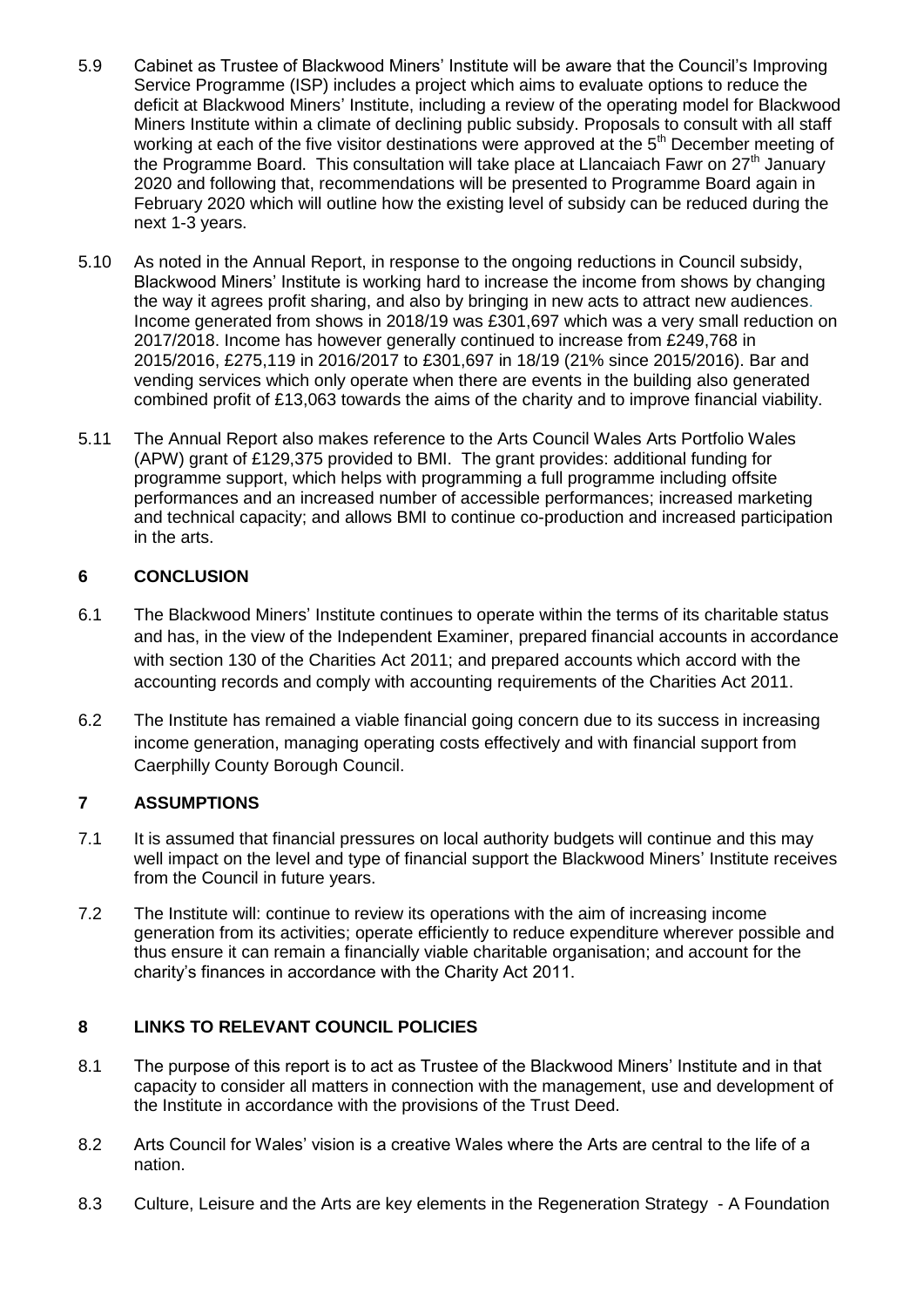5.9 Cabinet as Trustee of Blackwood Miners' Institute will be aware that the Council's Improving Service Programme (ISP) includes a project which aims to evaluate options to reduce the deficit at Blackwood Miners' Institute, including a review of the operating model for Blackwood Miners Institute within a climate of declining public subsidy. Proposals to consult with all staff working at each of the five visitor destinations were approved at the 5th December meeting of the Programme Board. This consultation will take place at Llancaiach Fawr on 27th January 2020 and following that, recommendations will be presented to Programme Board again in February 2020 which will outline how the existing level of subsidy can be reduced during the next 1-3 years.

5.10 As noted in the Annual Report, in response to the ongoing reductions in Council subsidy, Blackwood Miners' Institute is working hard to increase the income from shows by changing the way it agrees profit sharing, and also by bringing in new acts to attract new audiences. Income generated from shows in 2018/19 was £301,697 which was a very small reduction on 2017/2018. Income has however generally continued to increase from £249,768 in 2015/2016, £275,119 in 2016/2017 to £301,697 in 18/19 (21% since 2015/2016). Bar and vending services which only operate when there are events in the building also generated combined profit of £13,063 towards the aims of the charity and to improve financial viability.

5.11 The Annual Report also makes reference to the Arts Council Wales Arts Portfolio Wales (APW) grant of £129,375 provided to BMI. The grant provides: additional funding for programme support, which helps with programming a full programme including offsite performances and an increased number of accessible performances; increased marketing and technical capacity; and allows BMI to continue co-production and increased participation in the arts.

## 6 CONCLUSION

6.1 The Blackwood Miners' Institute continues to operate within the terms of its charitable status and has, in the view of the Independent Examiner, prepared financial accounts in accordance with section 130 of the Charities Act 2011; and prepared accounts which accord with the accounting records and comply with accounting requirements of the Charities Act 2011.

6.2 The Institute has remained a viable financial going concern due to its success in increasing income generation, managing operating costs effectively and with financial support from Caerphilly County Borough Council.

## 7 ASSUMPTIONS

7.1 It is assumed that financial pressures on local authority budgets will continue and this may well impact on the level and type of financial support the Blackwood Miners' Institute receives from the Council in future years.

7.2 The Institute will: continue to review its operations with the aim of increasing income generation from its activities; operate efficiently to reduce expenditure wherever possible and thus ensure it can remain a financially viable charitable organisation; and account for the charity's finances in accordance with the Charity Act 2011.

## 8 LINKS TO RELEVANT COUNCIL POLICIES

8.1 The purpose of this report is to act as Trustee of the Blackwood Miners' Institute and in that capacity to consider all matters in connection with the management, use and development of the Institute in accordance with the provisions of the Trust Deed.

8.2 Arts Council for Wales' vision is a creative Wales where the Arts are central to the life of a nation.

8.3 Culture, Leisure and the Arts are key elements in the Regeneration Strategy - A Foundation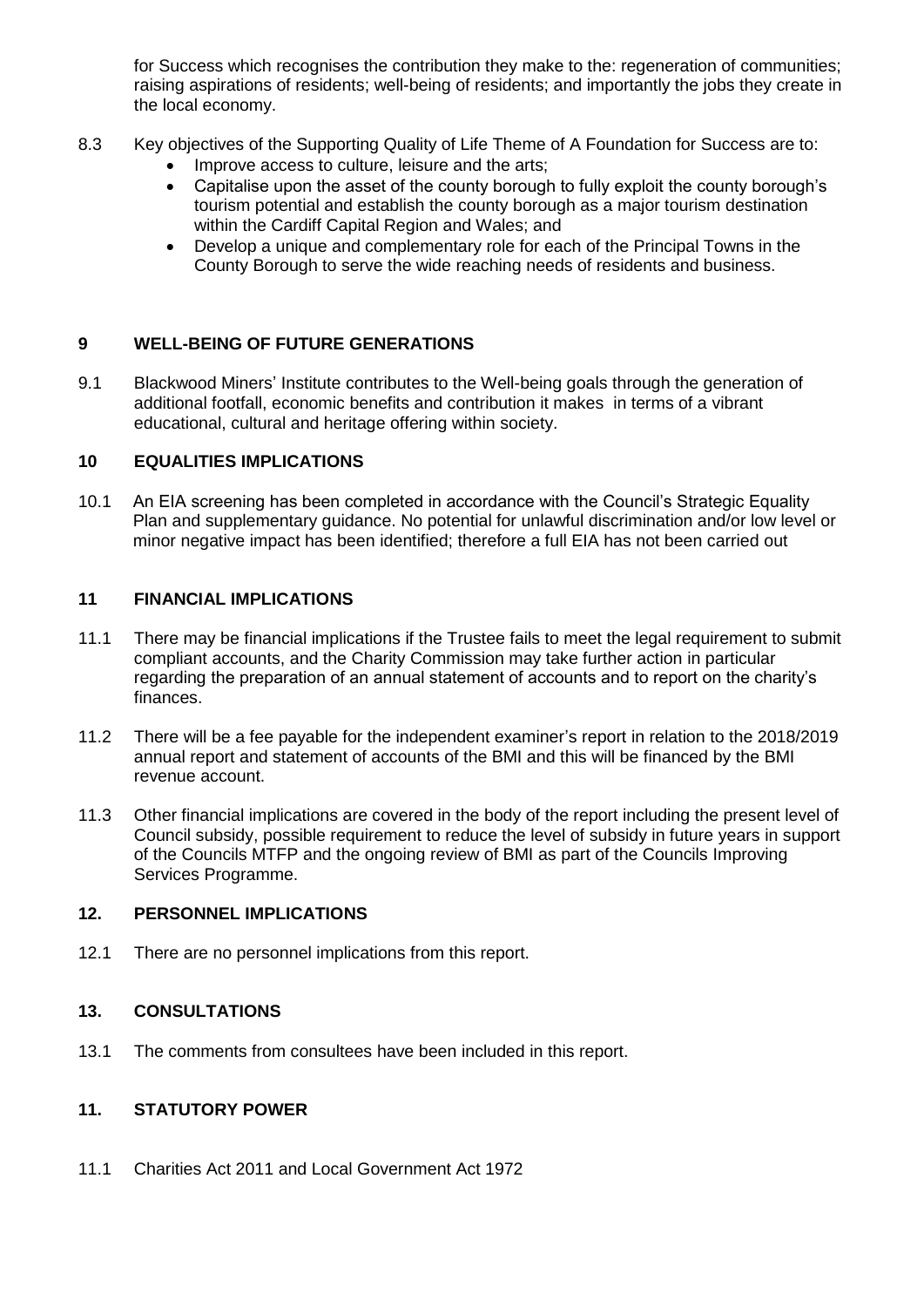for Success which recognises the contribution they make to the: regeneration of communities; raising aspirations of residents; well-being of residents; and importantly the jobs they create in the local economy.

8.3 Key objectives of the Supporting Quality of Life Theme of A Foundation for Success are to:

- Improve access to culture, leisure and the arts;
- Capitalise upon the asset of the county borough to fully exploit the county borough's tourism potential and establish the county borough as a major tourism destination within the Cardiff Capital Region and Wales; and
- Develop a unique and complementary role for each of the Principal Towns in the County Borough to serve the wide reaching needs of residents and business.

## 9 WELL-BEING OF FUTURE GENERATIONS

9.1 Blackwood Miners' Institute contributes to the Well-being goals through the generation of additional footfall, economic benefits and contribution it makes in terms of a vibrant educational, cultural and heritage offering within society.

## 10 EQUALITIES IMPLICATIONS

10.1 An EIA screening has been completed in accordance with the Council's Strategic Equality Plan and supplementary guidance. No potential for unlawful discrimination and/or low level or minor negative impact has been identified; therefore a full EIA has not been carried out

## 11 FINANCIAL IMPLICATIONS

11.1 There may be financial implications if the Trustee fails to meet the legal requirement to submit compliant accounts, and the Charity Commission may take further action in particular regarding the preparation of an annual statement of accounts and to report on the charity's finances.

11.2 There will be a fee payable for the independent examiner's report in relation to the 2018/2019 annual report and statement of accounts of the BMI and this will be financed by the BMI revenue account.

11.3 Other financial implications are covered in the body of the report including the present level of Council subsidy, possible requirement to reduce the level of subsidy in future years in support of the Councils MTFP and the ongoing review of BMI as part of the Councils Improving Services Programme.

## 12. PERSONNEL IMPLICATIONS

12.1 There are no personnel implications from this report.

## 13. CONSULTATIONS

13.1 The comments from consultees have been included in this report.

## 11. STATUTORY POWER

11.1 Charities Act 2011 and Local Government Act 1972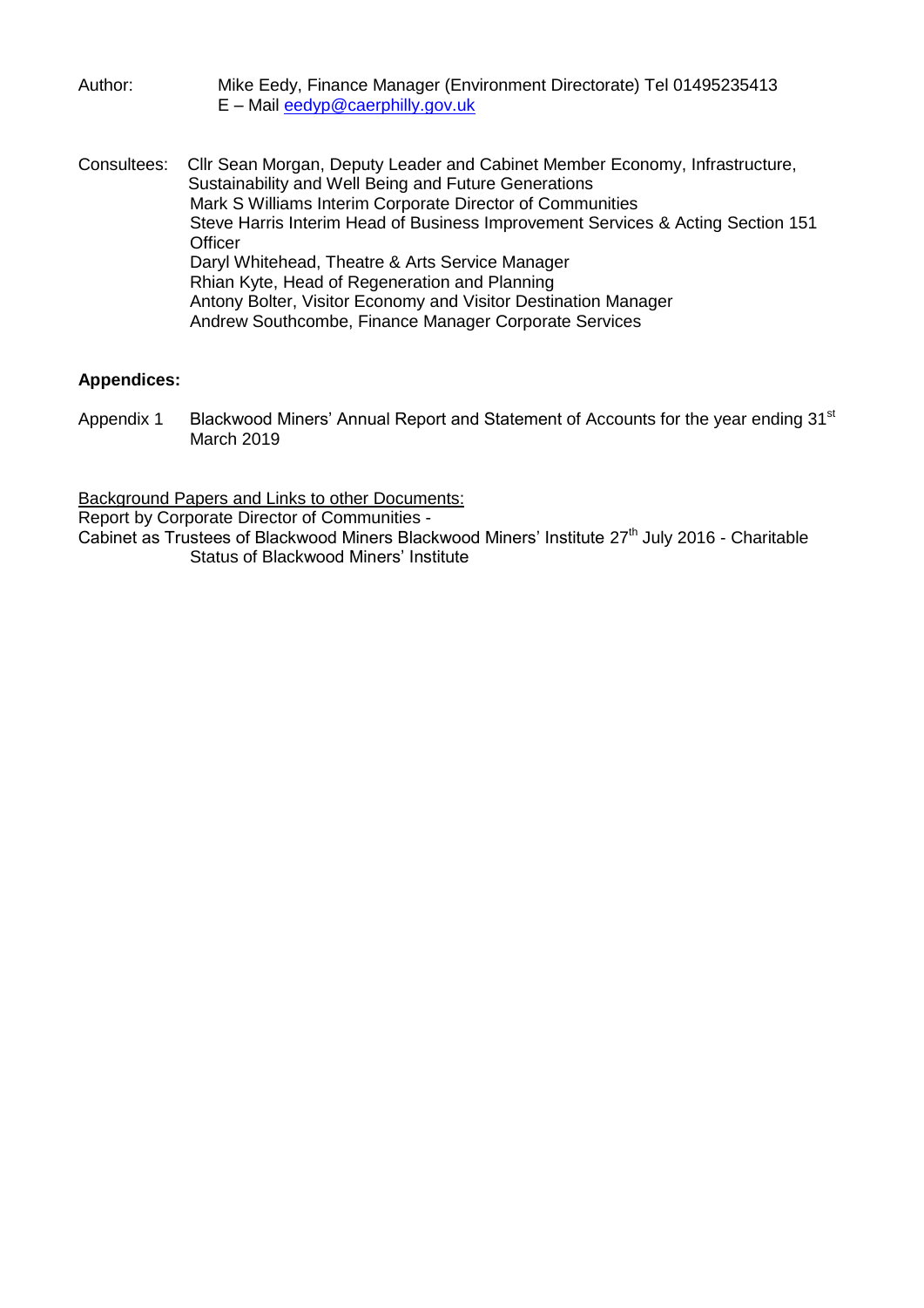Author: Mike Eedy, Finance Manager (Environment Directorate) Tel 01495235413
E – Mail [eedyp@caerphilly.gov.uk](mailto:eedyp@caerphilly.gov.uk)

Consultees: Cllr Sean Morgan, Deputy Leader and Cabinet Member Economy, Infrastructure, Sustainability and Well Being and Future Generations
Mark S Williams Interim Corporate Director of Communities
Steve Harris Interim Head of Business Improvement Services & Acting Section 151 Officer
Daryl Whitehead, Theatre & Arts Service Manager
Rhian Kyte, Head of Regeneration and Planning
Antony Bolter, Visitor Economy and Visitor Destination Manager
Andrew Southcombe, Finance Manager Corporate Services

**Appendices:**

Appendix 1 Blackwood Miners' Annual Report and Statement of Accounts for the year ending 31st March 2019

Background Papers and Links to other Documents:
Report by Corporate Director of Communities -
Cabinet as Trustees of Blackwood Miners Blackwood Miners' Institute 27th July 2016 - Charitable Status of Blackwood Miners' Institute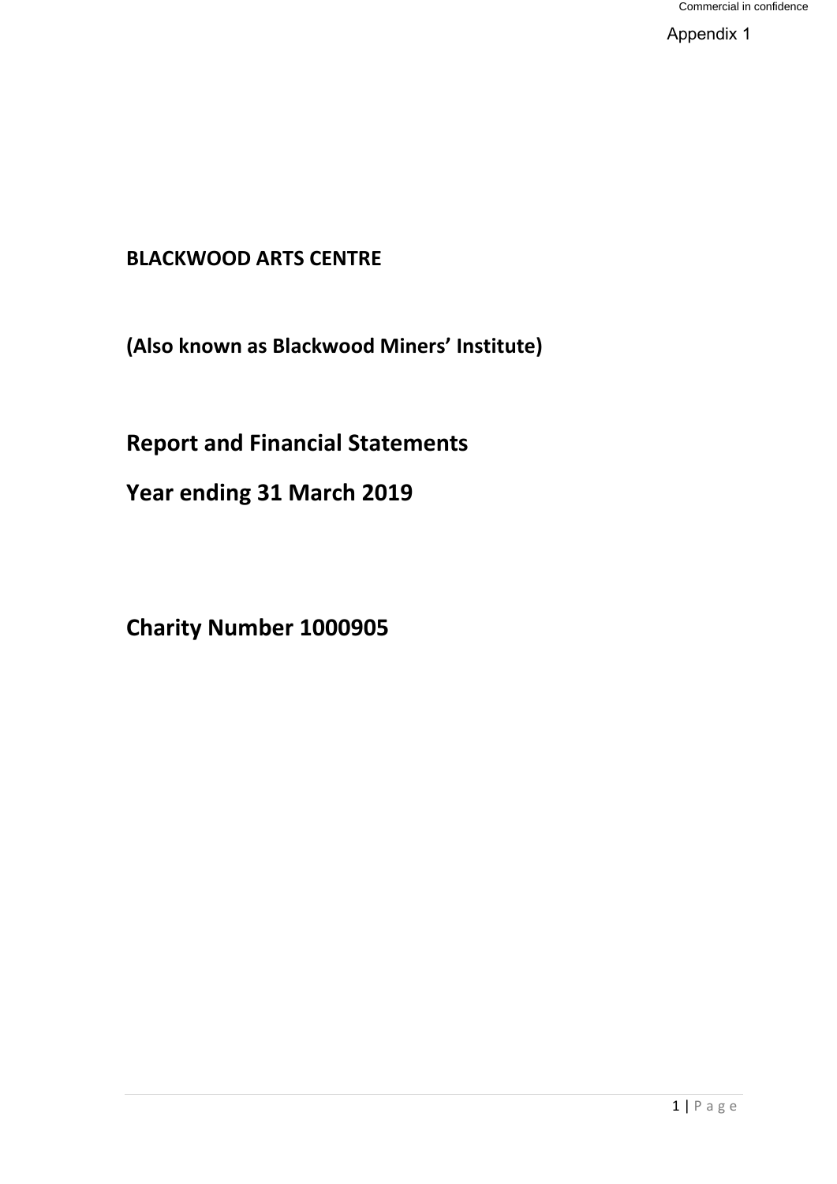Appendix 1

**BLACKWOOD ARTS CENTRE**

**(Also known as Blackwood Miners' Institute)**

## Report and Financial Statements

## Year ending 31 March 2019

## Charity Number 1000905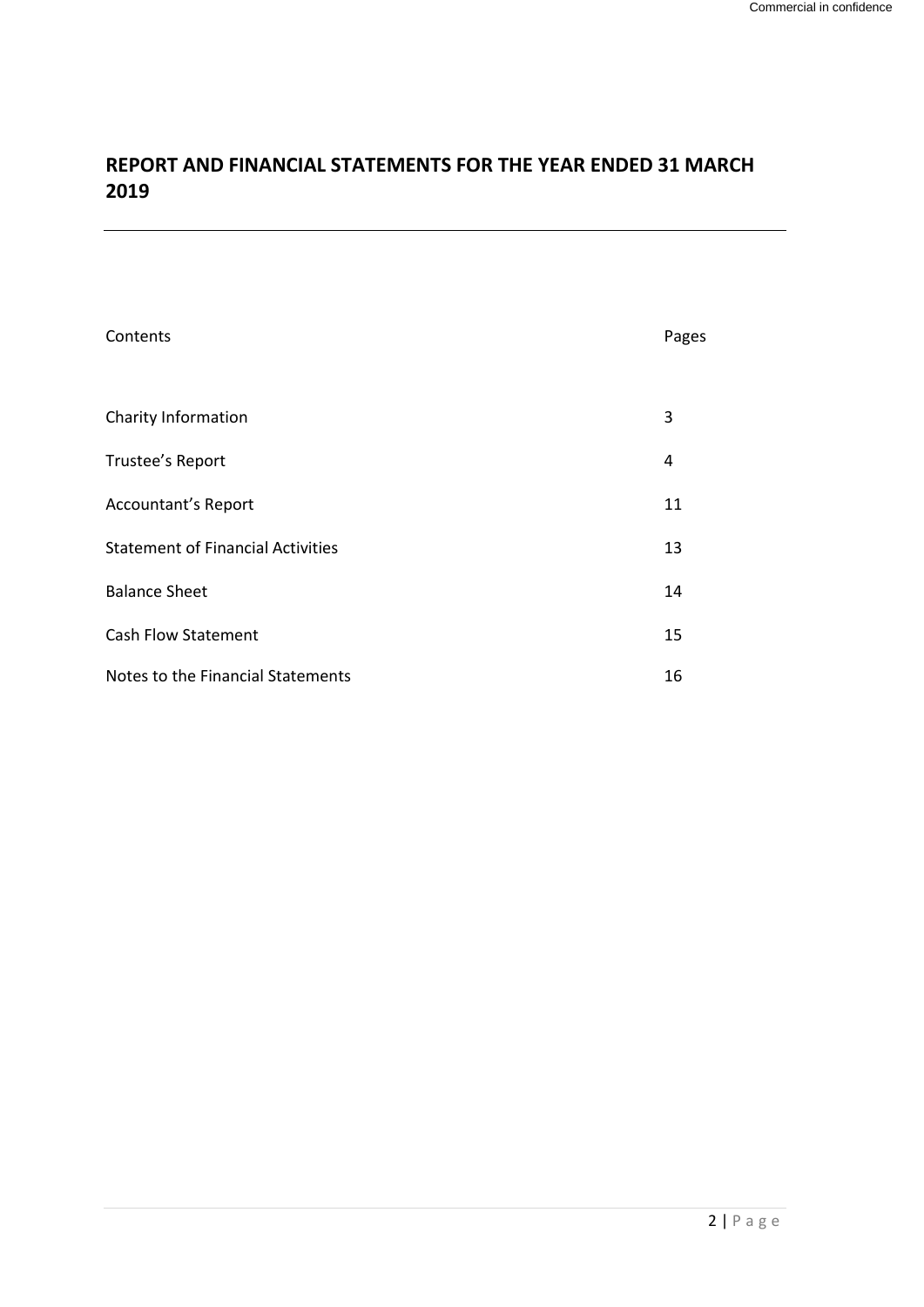# REPORT AND FINANCIAL STATEMENTS FOR THE YEAR ENDED 31 MARCH 2019

| Contents | Pages |
| --- | --- |
| Charity Information | 3 |
| Trustee's Report | 4 |
| Accountant's Report | 11 |
| Statement of Financial Activities | 13 |
| Balance Sheet | 14 |
| Cash Flow Statement | 15 |
| Notes to the Financial Statements | 16 |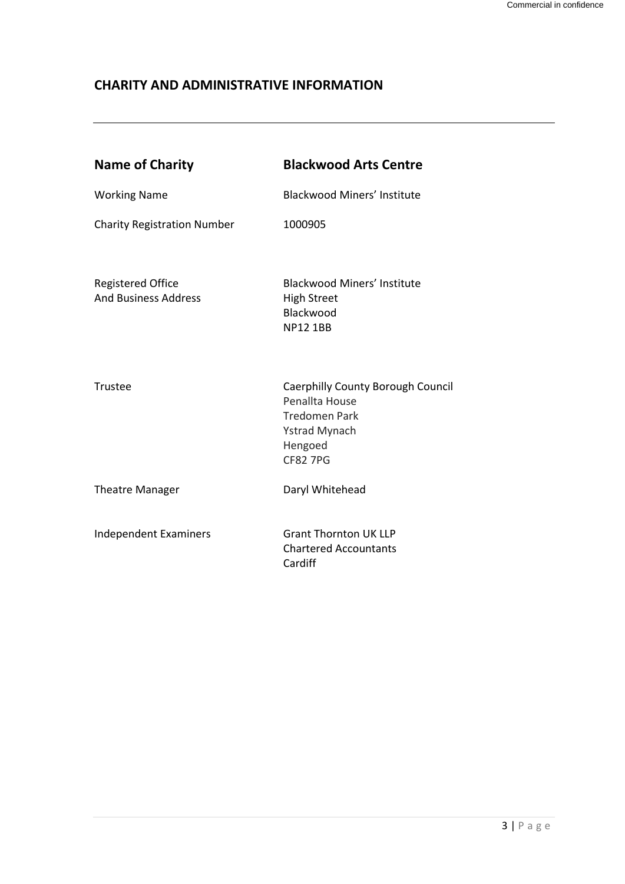## CHARITY AND ADMINISTRATIVE INFORMATION

---

| **Name of Charity** | **Blackwood Arts Centre** |
|---|---|
| Working Name | Blackwood Miners' Institute |
| Charity Registration Number | 1000905 |
| Registered Office<br>And Business Address | Blackwood Miners' Institute<br>High Street<br>Blackwood<br>NP12 1BB |
| Trustee | Caerphilly County Borough Council<br>Penallta House<br>Tredomen Park<br>Ystrad Mynach<br>Hengoed<br>CF82 7PG |
| Theatre Manager | Daryl Whitehead |
| Independent Examiners | Grant Thornton UK LLP<br>Chartered Accountants<br>Cardiff |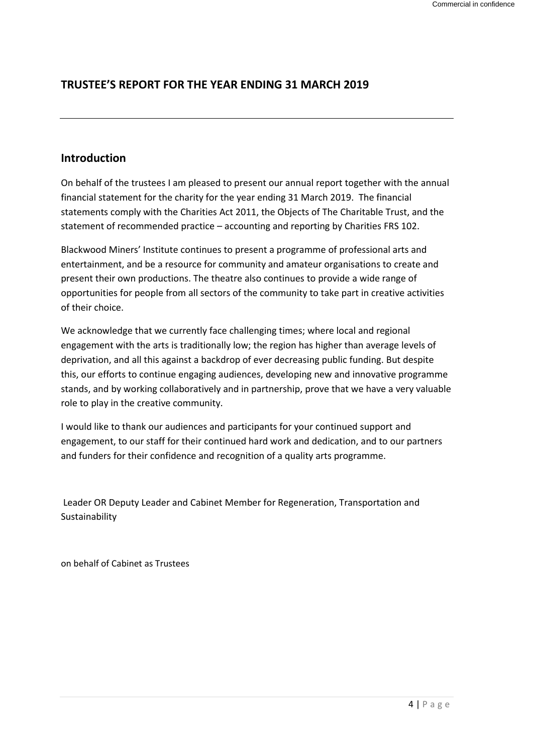## TRUSTEE'S REPORT FOR THE YEAR ENDING 31 MARCH 2019

---

### Introduction

On behalf of the trustees I am pleased to present our annual report together with the annual financial statement for the charity for the year ending 31 March 2019. The financial statements comply with the Charities Act 2011, the Objects of The Charitable Trust, and the statement of recommended practice – accounting and reporting by Charities FRS 102.

Blackwood Miners' Institute continues to present a programme of professional arts and entertainment, and be a resource for community and amateur organisations to create and present their own productions. The theatre also continues to provide a wide range of opportunities for people from all sectors of the community to take part in creative activities of their choice.

We acknowledge that we currently face challenging times; where local and regional engagement with the arts is traditionally low; the region has higher than average levels of deprivation, and all this against a backdrop of ever decreasing public funding. But despite this, our efforts to continue engaging audiences, developing new and innovative programme stands, and by working collaboratively and in partnership, prove that we have a very valuable role to play in the creative community.

I would like to thank our audiences and participants for your continued support and engagement, to our staff for their continued hard work and dedication, and to our partners and funders for their confidence and recognition of a quality arts programme.

Leader OR Deputy Leader and Cabinet Member for Regeneration, Transportation and Sustainability

on behalf of Cabinet as Trustees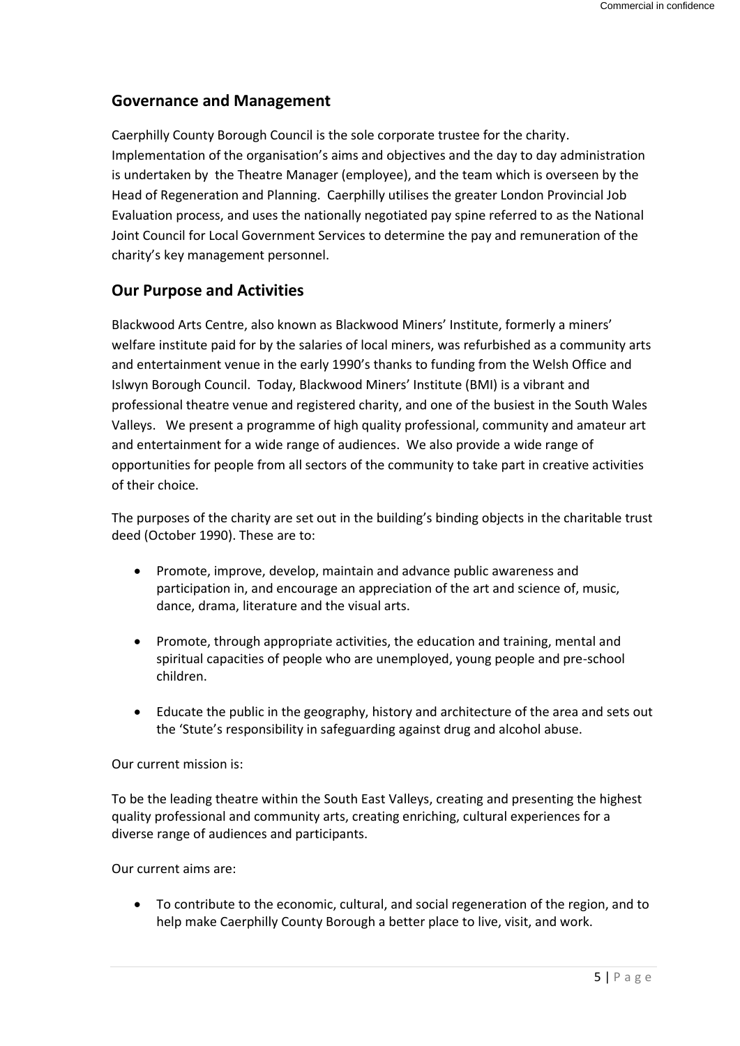## Governance and Management

Caerphilly County Borough Council is the sole corporate trustee for the charity. Implementation of the organisation's aims and objectives and the day to day administration is undertaken by the Theatre Manager (employee), and the team which is overseen by the Head of Regeneration and Planning. Caerphilly utilises the greater London Provincial Job Evaluation process, and uses the nationally negotiated pay spine referred to as the National Joint Council for Local Government Services to determine the pay and remuneration of the charity's key management personnel.

## Our Purpose and Activities

Blackwood Arts Centre, also known as Blackwood Miners' Institute, formerly a miners' welfare institute paid for by the salaries of local miners, was refurbished as a community arts and entertainment venue in the early 1990's thanks to funding from the Welsh Office and Islwyn Borough Council. Today, Blackwood Miners' Institute (BMI) is a vibrant and professional theatre venue and registered charity, and one of the busiest in the South Wales Valleys. We present a programme of high quality professional, community and amateur art and entertainment for a wide range of audiences. We also provide a wide range of opportunities for people from all sectors of the community to take part in creative activities of their choice.

The purposes of the charity are set out in the building's binding objects in the charitable trust deed (October 1990). These are to:

- Promote, improve, develop, maintain and advance public awareness and participation in, and encourage an appreciation of the art and science of, music, dance, drama, literature and the visual arts.
- Promote, through appropriate activities, the education and training, mental and spiritual capacities of people who are unemployed, young people and pre-school children.
- Educate the public in the geography, history and architecture of the area and sets out the 'Stute's responsibility in safeguarding against drug and alcohol abuse.

Our current mission is:

To be the leading theatre within the South East Valleys, creating and presenting the highest quality professional and community arts, creating enriching, cultural experiences for a diverse range of audiences and participants.

Our current aims are:

- To contribute to the economic, cultural, and social regeneration of the region, and to help make Caerphilly County Borough a better place to live, visit, and work.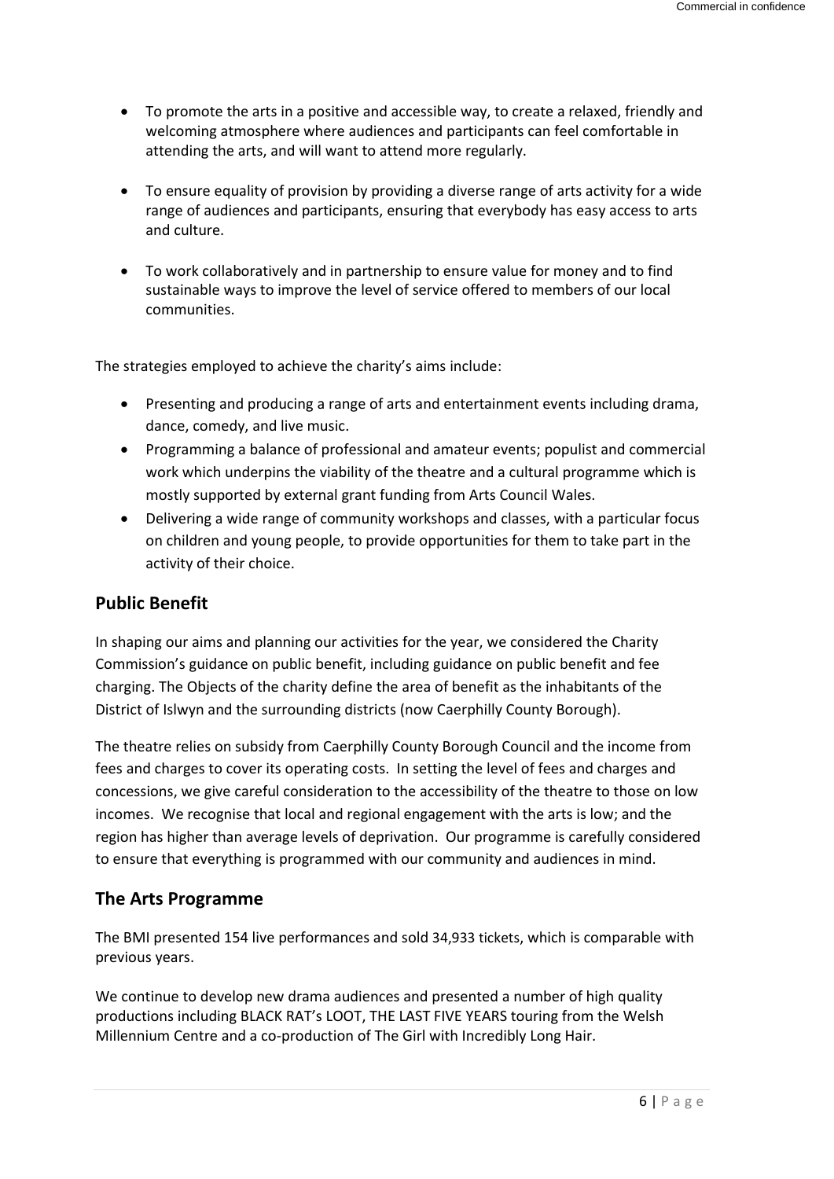- To promote the arts in a positive and accessible way, to create a relaxed, friendly and welcoming atmosphere where audiences and participants can feel comfortable in attending the arts, and will want to attend more regularly.

- To ensure equality of provision by providing a diverse range of arts activity for a wide range of audiences and participants, ensuring that everybody has easy access to arts and culture.

- To work collaboratively and in partnership to ensure value for money and to find sustainable ways to improve the level of service offered to members of our local communities.

The strategies employed to achieve the charity's aims include:

- Presenting and producing a range of arts and entertainment events including drama, dance, comedy, and live music.
- Programming a balance of professional and amateur events; populist and commercial work which underpins the viability of the theatre and a cultural programme which is mostly supported by external grant funding from Arts Council Wales.
- Delivering a wide range of community workshops and classes, with a particular focus on children and young people, to provide opportunities for them to take part in the activity of their choice.

## Public Benefit

In shaping our aims and planning our activities for the year, we considered the Charity Commission's guidance on public benefit, including guidance on public benefit and fee charging. The Objects of the charity define the area of benefit as the inhabitants of the District of Islwyn and the surrounding districts (now Caerphilly County Borough).

The theatre relies on subsidy from Caerphilly County Borough Council and the income from fees and charges to cover its operating costs. In setting the level of fees and charges and concessions, we give careful consideration to the accessibility of the theatre to those on low incomes. We recognise that local and regional engagement with the arts is low; and the region has higher than average levels of deprivation. Our programme is carefully considered to ensure that everything is programmed with our community and audiences in mind.

## The Arts Programme

The BMI presented 154 live performances and sold 34,933 tickets, which is comparable with previous years.

We continue to develop new drama audiences and presented a number of high quality productions including BLACK RAT's LOOT, THE LAST FIVE YEARS touring from the Welsh Millennium Centre and a co-production of The Girl with Incredibly Long Hair.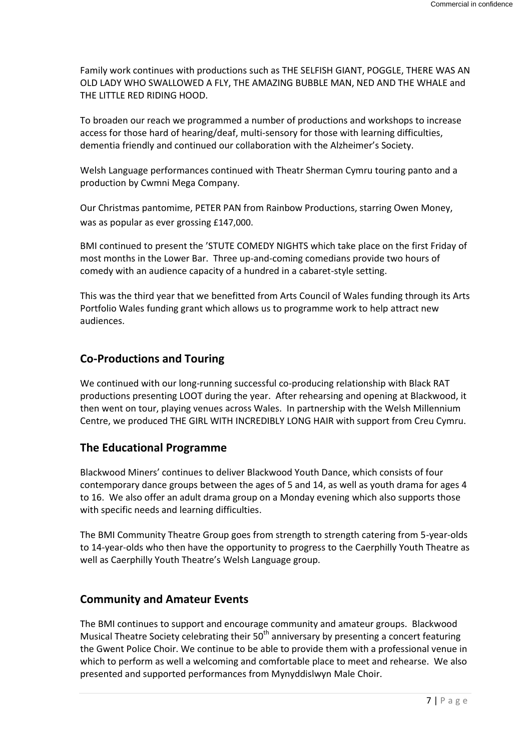Family work continues with productions such as THE SELFISH GIANT, POGGLE, THERE WAS AN OLD LADY WHO SWALLOWED A FLY, THE AMAZING BUBBLE MAN, NED AND THE WHALE and THE LITTLE RED RIDING HOOD.

To broaden our reach we programmed a number of productions and workshops to increase access for those hard of hearing/deaf, multi-sensory for those with learning difficulties, dementia friendly and continued our collaboration with the Alzheimer's Society.

Welsh Language performances continued with Theatr Sherman Cymru touring panto and a production by Cwmni Mega Company.

Our Christmas pantomime, PETER PAN from Rainbow Productions, starring Owen Money, was as popular as ever grossing £147,000.

BMI continued to present the 'STUTE COMEDY NIGHTS which take place on the first Friday of most months in the Lower Bar. Three up-and-coming comedians provide two hours of comedy with an audience capacity of a hundred in a cabaret-style setting.

This was the third year that we benefitted from Arts Council of Wales funding through its Arts Portfolio Wales funding grant which allows us to programme work to help attract new audiences.

## Co-Productions and Touring

We continued with our long-running successful co-producing relationship with Black RAT productions presenting LOOT during the year. After rehearsing and opening at Blackwood, it then went on tour, playing venues across Wales. In partnership with the Welsh Millennium Centre, we produced THE GIRL WITH INCREDIBLY LONG HAIR with support from Creu Cymru.

## The Educational Programme

Blackwood Miners' continues to deliver Blackwood Youth Dance, which consists of four contemporary dance groups between the ages of 5 and 14, as well as youth drama for ages 4 to 16. We also offer an adult drama group on a Monday evening which also supports those with specific needs and learning difficulties.

The BMI Community Theatre Group goes from strength to strength catering from 5-year-olds to 14-year-olds who then have the opportunity to progress to the Caerphilly Youth Theatre as well as Caerphilly Youth Theatre's Welsh Language group.

## Community and Amateur Events

The BMI continues to support and encourage community and amateur groups. Blackwood Musical Theatre Society celebrating their 50th anniversary by presenting a concert featuring the Gwent Police Choir. We continue to be able to provide them with a professional venue in which to perform as well a welcoming and comfortable place to meet and rehearse. We also presented and supported performances from Mynyddislwyn Male Choir.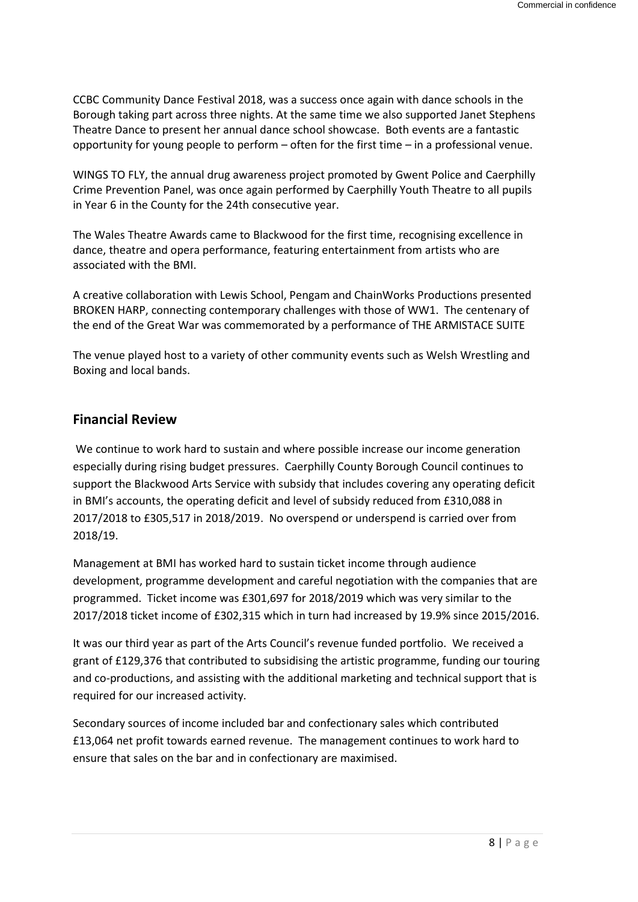CCBC Community Dance Festival 2018, was a success once again with dance schools in the Borough taking part across three nights. At the same time we also supported Janet Stephens Theatre Dance to present her annual dance school showcase. Both events are a fantastic opportunity for young people to perform – often for the first time – in a professional venue.

WINGS TO FLY, the annual drug awareness project promoted by Gwent Police and Caerphilly Crime Prevention Panel, was once again performed by Caerphilly Youth Theatre to all pupils in Year 6 in the County for the 24th consecutive year.

The Wales Theatre Awards came to Blackwood for the first time, recognising excellence in dance, theatre and opera performance, featuring entertainment from artists who are associated with the BMI.

A creative collaboration with Lewis School, Pengam and ChainWorks Productions presented BROKEN HARP, connecting contemporary challenges with those of WW1. The centenary of the end of the Great War was commemorated by a performance of THE ARMISTACE SUITE

The venue played host to a variety of other community events such as Welsh Wrestling and Boxing and local bands.

## Financial Review

We continue to work hard to sustain and where possible increase our income generation especially during rising budget pressures. Caerphilly County Borough Council continues to support the Blackwood Arts Service with subsidy that includes covering any operating deficit in BMI's accounts, the operating deficit and level of subsidy reduced from £310,088 in 2017/2018 to £305,517 in 2018/2019. No overspend or underspend is carried over from 2018/19.

Management at BMI has worked hard to sustain ticket income through audience development, programme development and careful negotiation with the companies that are programmed. Ticket income was £301,697 for 2018/2019 which was very similar to the 2017/2018 ticket income of £302,315 which in turn had increased by 19.9% since 2015/2016.

It was our third year as part of the Arts Council's revenue funded portfolio. We received a grant of £129,376 that contributed to subsidising the artistic programme, funding our touring and co-productions, and assisting with the additional marketing and technical support that is required for our increased activity.

Secondary sources of income included bar and confectionary sales which contributed £13,064 net profit towards earned revenue. The management continues to work hard to ensure that sales on the bar and in confectionary are maximised.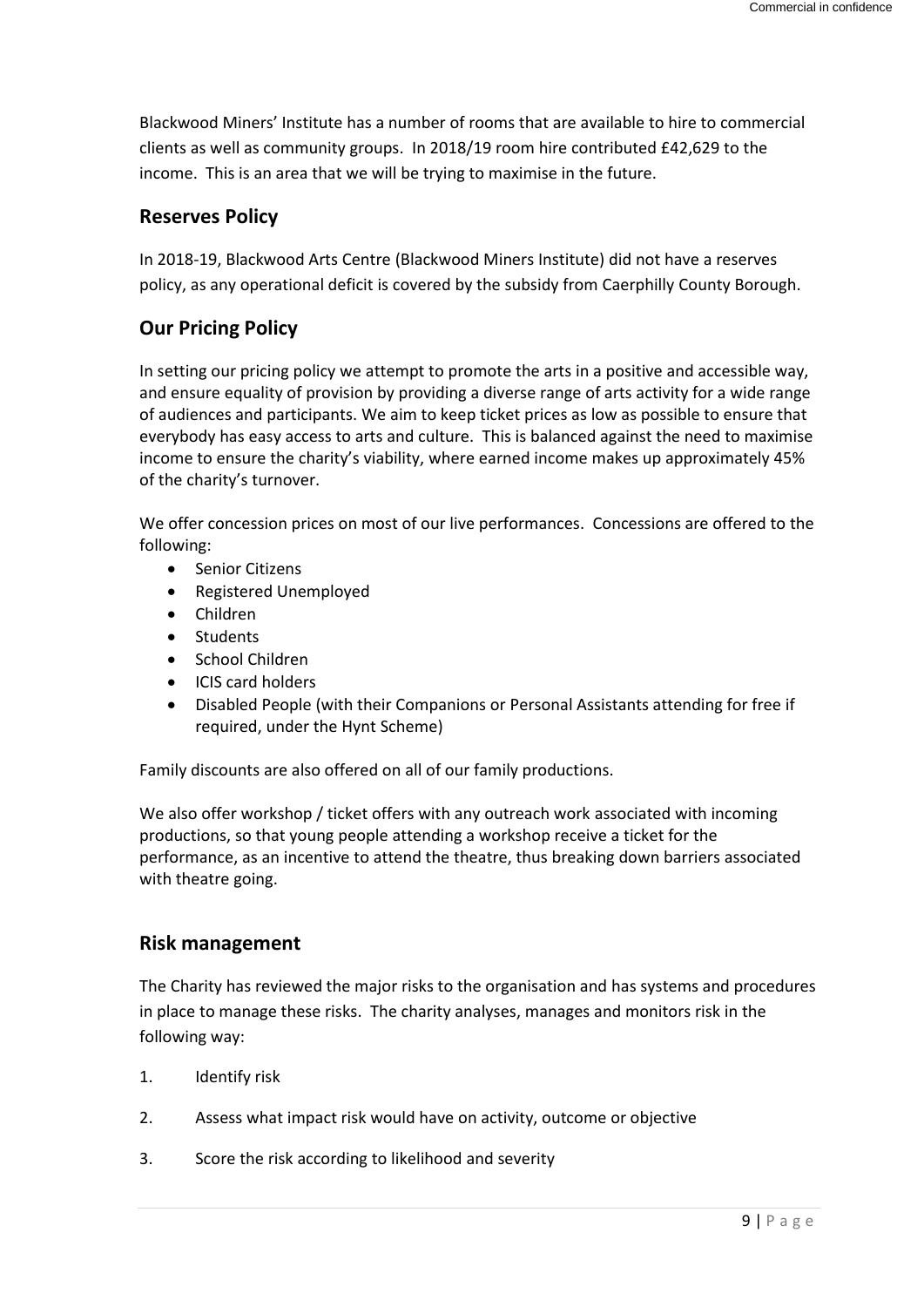Blackwood Miners' Institute has a number of rooms that are available to hire to commercial clients as well as community groups. In 2018/19 room hire contributed £42,629 to the income. This is an area that we will be trying to maximise in the future.

## Reserves Policy

In 2018-19, Blackwood Arts Centre (Blackwood Miners Institute) did not have a reserves policy, as any operational deficit is covered by the subsidy from Caerphilly County Borough.

## Our Pricing Policy

In setting our pricing policy we attempt to promote the arts in a positive and accessible way, and ensure equality of provision by providing a diverse range of arts activity for a wide range of audiences and participants. We aim to keep ticket prices as low as possible to ensure that everybody has easy access to arts and culture. This is balanced against the need to maximise income to ensure the charity's viability, where earned income makes up approximately 45% of the charity's turnover.

We offer concession prices on most of our live performances. Concessions are offered to the following:

- Senior Citizens
- Registered Unemployed
- Children
- Students
- School Children
- ICIS card holders
- Disabled People (with their Companions or Personal Assistants attending for free if required, under the Hynt Scheme)

Family discounts are also offered on all of our family productions.

We also offer workshop / ticket offers with any outreach work associated with incoming productions, so that young people attending a workshop receive a ticket for the performance, as an incentive to attend the theatre, thus breaking down barriers associated with theatre going.

## Risk management

The Charity has reviewed the major risks to the organisation and has systems and procedures in place to manage these risks. The charity analyses, manages and monitors risk in the following way:

1. Identify risk
2. Assess what impact risk would have on activity, outcome or objective
3. Score the risk according to likelihood and severity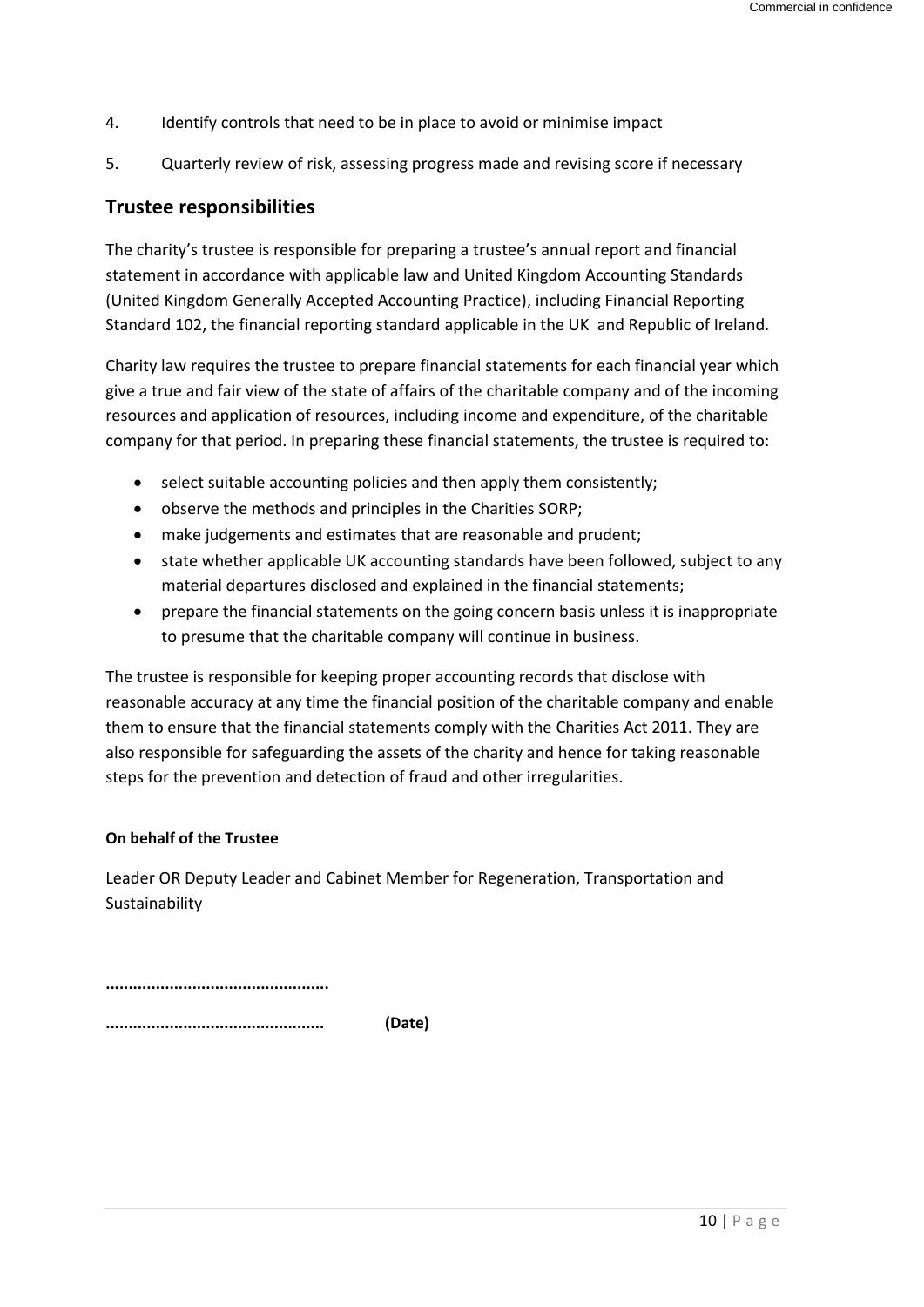4. Identify controls that need to be in place to avoid or minimise impact

5. Quarterly review of risk, assessing progress made and revising score if necessary

## Trustee responsibilities

The charity's trustee is responsible for preparing a trustee's annual report and financial statement in accordance with applicable law and United Kingdom Accounting Standards (United Kingdom Generally Accepted Accounting Practice), including Financial Reporting Standard 102, the financial reporting standard applicable in the UK and Republic of Ireland.

Charity law requires the trustee to prepare financial statements for each financial year which give a true and fair view of the state of affairs of the charitable company and of the incoming resources and application of resources, including income and expenditure, of the charitable company for that period. In preparing these financial statements, the trustee is required to:

- select suitable accounting policies and then apply them consistently;
- observe the methods and principles in the Charities SORP;
- make judgements and estimates that are reasonable and prudent;
- state whether applicable UK accounting standards have been followed, subject to any material departures disclosed and explained in the financial statements;
- prepare the financial statements on the going concern basis unless it is inappropriate to presume that the charitable company will continue in business.

The trustee is responsible for keeping proper accounting records that disclose with reasonable accuracy at any time the financial position of the charitable company and enable them to ensure that the financial statements comply with the Charities Act 2011. They are also responsible for safeguarding the assets of the charity and hence for taking reasonable steps for the prevention and detection of fraud and other irregularities.

**On behalf of the Trustee**

Leader OR Deputy Leader and Cabinet Member for Regeneration, Transportation and Sustainability

**…………………………………………**

**…………………………………………** **(Date)**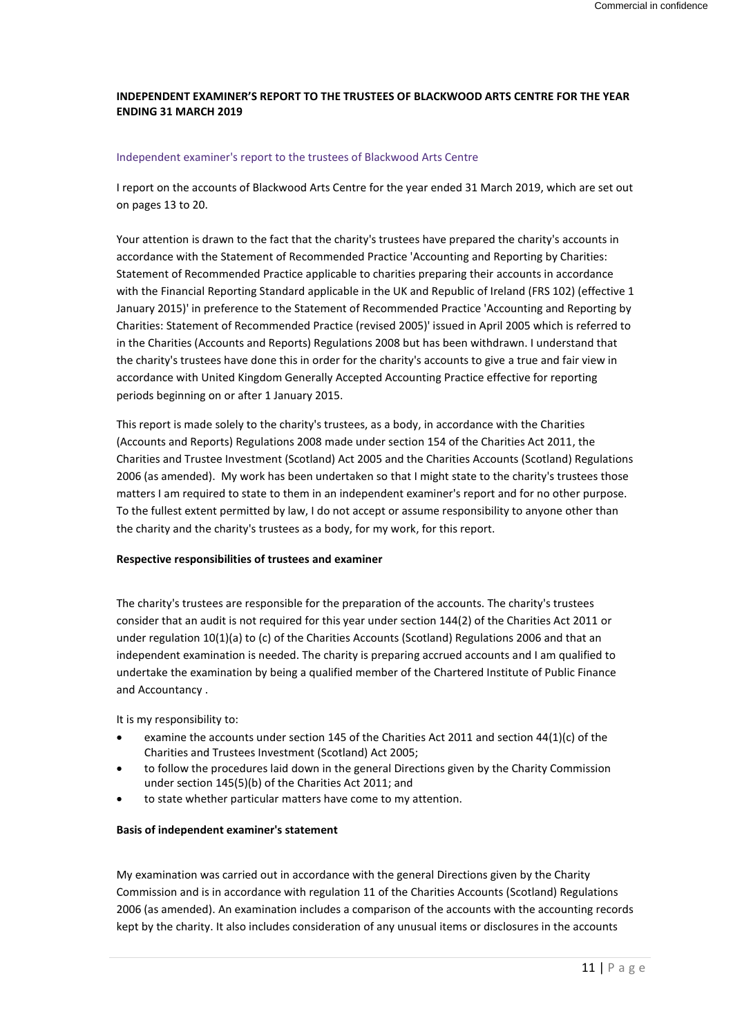## INDEPENDENT EXAMINER'S REPORT TO THE TRUSTEES OF BLACKWOOD ARTS CENTRE FOR THE YEAR ENDING 31 MARCH 2019

### Independent examiner's report to the trustees of Blackwood Arts Centre

I report on the accounts of Blackwood Arts Centre for the year ended 31 March 2019, which are set out on pages 13 to 20.

Your attention is drawn to the fact that the charity's trustees have prepared the charity's accounts in accordance with the Statement of Recommended Practice 'Accounting and Reporting by Charities: Statement of Recommended Practice applicable to charities preparing their accounts in accordance with the Financial Reporting Standard applicable in the UK and Republic of Ireland (FRS 102) (effective 1 January 2015)' in preference to the Statement of Recommended Practice 'Accounting and Reporting by Charities: Statement of Recommended Practice (revised 2005)' issued in April 2005 which is referred to in the Charities (Accounts and Reports) Regulations 2008 but has been withdrawn. I understand that the charity's trustees have done this in order for the charity's accounts to give a true and fair view in accordance with United Kingdom Generally Accepted Accounting Practice effective for reporting periods beginning on or after 1 January 2015.

This report is made solely to the charity's trustees, as a body, in accordance with the Charities (Accounts and Reports) Regulations 2008 made under section 154 of the Charities Act 2011, the Charities and Trustee Investment (Scotland) Act 2005 and the Charities Accounts (Scotland) Regulations 2006 (as amended). My work has been undertaken so that I might state to the charity's trustees those matters I am required to state to them in an independent examiner's report and for no other purpose. To the fullest extent permitted by law, I do not accept or assume responsibility to anyone other than the charity and the charity's trustees as a body, for my work, for this report.

**Respective responsibilities of trustees and examiner**

The charity's trustees are responsible for the preparation of the accounts. The charity's trustees consider that an audit is not required for this year under section 144(2) of the Charities Act 2011 or under regulation 10(1)(a) to (c) of the Charities Accounts (Scotland) Regulations 2006 and that an independent examination is needed. The charity is preparing accrued accounts and I am qualified to undertake the examination by being a qualified member of the Chartered Institute of Public Finance and Accountancy .

It is my responsibility to:

- examine the accounts under section 145 of the Charities Act 2011 and section 44(1)(c) of the Charities and Trustees Investment (Scotland) Act 2005;
- to follow the procedures laid down in the general Directions given by the Charity Commission under section 145(5)(b) of the Charities Act 2011; and
- to state whether particular matters have come to my attention.

**Basis of independent examiner's statement**

My examination was carried out in accordance with the general Directions given by the Charity Commission and is in accordance with regulation 11 of the Charities Accounts (Scotland) Regulations 2006 (as amended). An examination includes a comparison of the accounts with the accounting records kept by the charity. It also includes consideration of any unusual items or disclosures in the accounts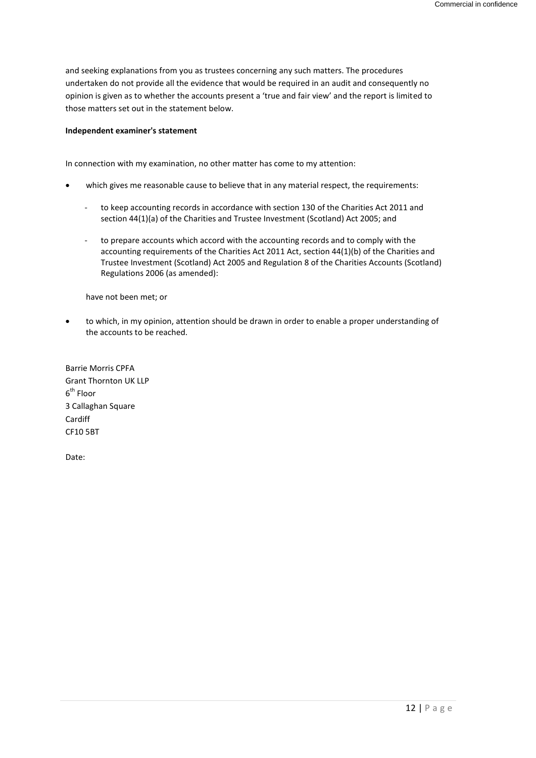and seeking explanations from you as trustees concerning any such matters. The procedures undertaken do not provide all the evidence that would be required in an audit and consequently no opinion is given as to whether the accounts present a 'true and fair view' and the report is limited to those matters set out in the statement below.

**Independent examiner's statement**

In connection with my examination, no other matter has come to my attention:

- which gives me reasonable cause to believe that in any material respect, the requirements:
    - to keep accounting records in accordance with section 130 of the Charities Act 2011 and section 44(1)(a) of the Charities and Trustee Investment (Scotland) Act 2005; and
    - to prepare accounts which accord with the accounting records and to comply with the accounting requirements of the Charities Act 2011 Act, section 44(1)(b) of the Charities and Trustee Investment (Scotland) Act 2005 and Regulation 8 of the Charities Accounts (Scotland) Regulations 2006 (as amended):

  have not been met; or

- to which, in my opinion, attention should be drawn in order to enable a proper understanding of the accounts to be reached.

Barrie Morris CPFA
Grant Thornton UK LLP
6th Floor
3 Callaghan Square
Cardiff
CF10 5BT

Date: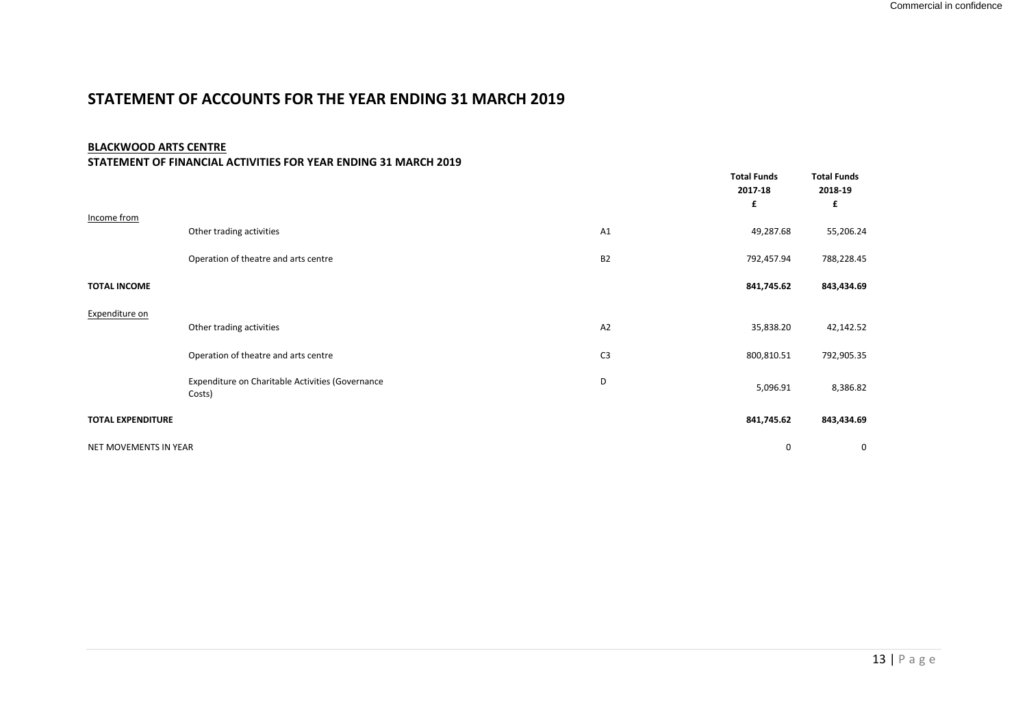# STATEMENT OF ACCOUNTS FOR THE YEAR ENDING 31 MARCH 2019

**BLACKWOOD ARTS CENTRE**

**STATEMENT OF FINANCIAL ACTIVITIES FOR YEAR ENDING 31 MARCH 2019**

| | | | **Total Funds 2017-18 £** | **Total Funds 2018-19 £** |
|---|---|---|---|---|
| Income from | | | | |
| | Other trading activities | A1 | 49,287.68 | 55,206.24 |
| | Operation of theatre and arts centre | B2 | 792,457.94 | 788,228.45 |
| **TOTAL INCOME** | | | **841,745.62** | **843,434.69** |
| Expenditure on | | | | |
| | Other trading activities | A2 | 35,838.20 | 42,142.52 |
| | Operation of theatre and arts centre | C3 | 800,810.51 | 792,905.35 |
| | Expenditure on Charitable Activities (Governance Costs) | D | 5,096.91 | 8,386.82 |
| **TOTAL EXPENDITURE** | | | **841,745.62** | **843,434.69** |
| NET MOVEMENTS IN YEAR | | | 0 | 0 |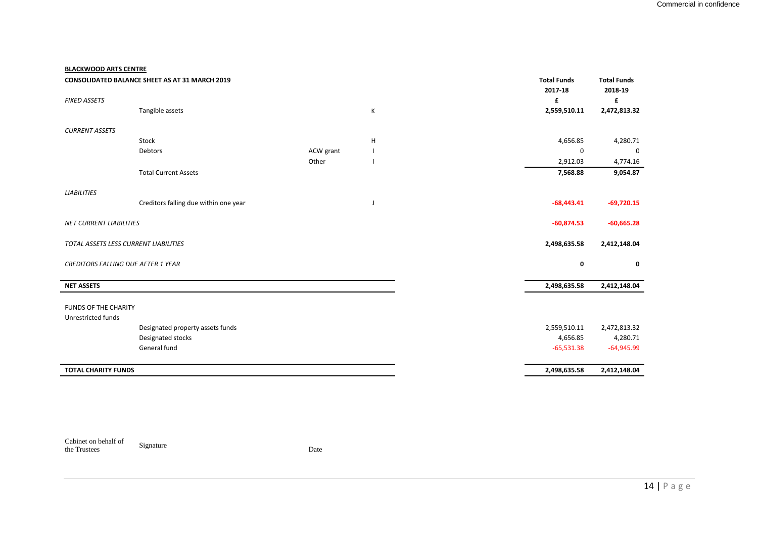**BLACKWOOD ARTS CENTRE**

**CONSOLIDATED BALANCE SHEET AS AT 31 MARCH 2019**

| | | | | Total Funds 2017-18 £ | Total Funds 2018-19 £ |
|---|---|---|---|---|---|
| *FIXED ASSETS* | | | | | |
| | Tangible assets | | K | **2,559,510.11** | **2,472,813.32** |
| *CURRENT ASSETS* | | | | | |
| | Stock | | H | 4,656.85 | 4,280.71 |
| | Debtors | ACW grant | I | 0 | 0 |
| | | Other | I | 2,912.03 | 4,774.16 |
| | Total Current Assets | | | **7,568.88** | **9,054.87** |
| *LIABILITIES* | | | | | |
| | Creditors falling due within one year | | J | **-68,443.41** | **-69,720.15** |
| *NET CURRENT LIABILITIES* | | | | **-60,874.53** | **-60,665.28** |
| *TOTAL ASSETS LESS CURRENT LIABILITIES* | | | | **2,498,635.58** | **2,412,148.04** |
| *CREDITORS FALLING DUE AFTER 1 YEAR* | | | | **0** | **0** |
| **NET ASSETS** | | | | **2,498,635.58** | **2,412,148.04** |
| FUNDS OF THE CHARITY | | | | | |
| Unrestricted funds | | | | | |
| | Designated property assets funds | | | 2,559,510.11 | 2,472,813.32 |
| | Designated stocks | | | 4,656.85 | 4,280.71 |
| | General fund | | | -65,531.38 | -64,945.99 |
| **TOTAL CHARITY FUNDS** | | | | **2,498,635.58** | **2,412,148.04** |

Cabinet on behalf of the Trustees Signature Date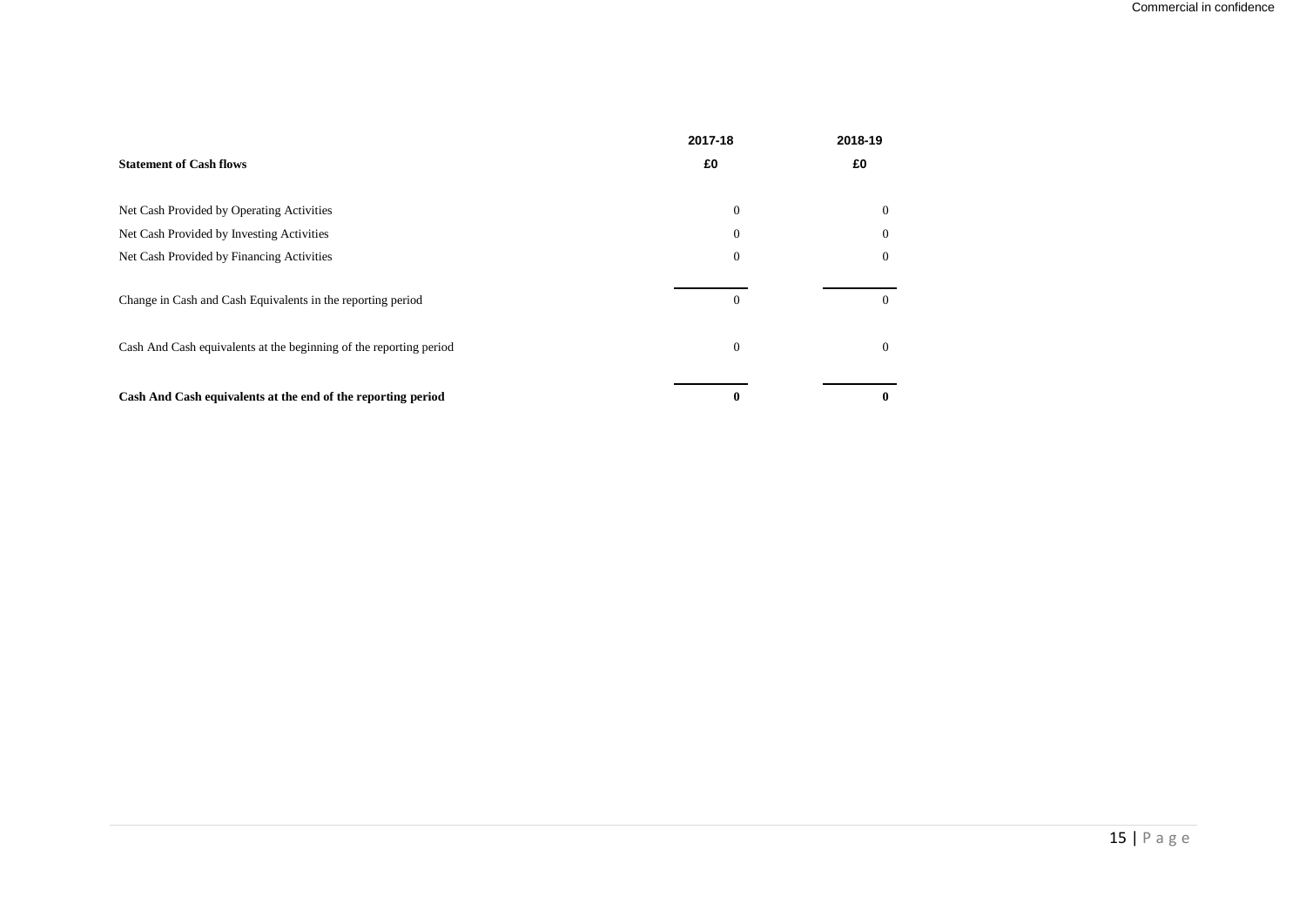| Statement of Cash flows | 2017-18<br>£0 | 2018-19<br>£0 |
|---|---|---|
| Net Cash Provided by Operating Activities | 0 | 0 |
| Net Cash Provided by Investing Activities | 0 | 0 |
| Net Cash Provided by Financing Activities | 0 | 0 |
| Change in Cash and Cash Equivalents in the reporting period | 0 | 0 |
| Cash And Cash equivalents at the beginning of the reporting period | 0 | 0 |
| **Cash And Cash equivalents at the end of the reporting period** | **0** | **0** |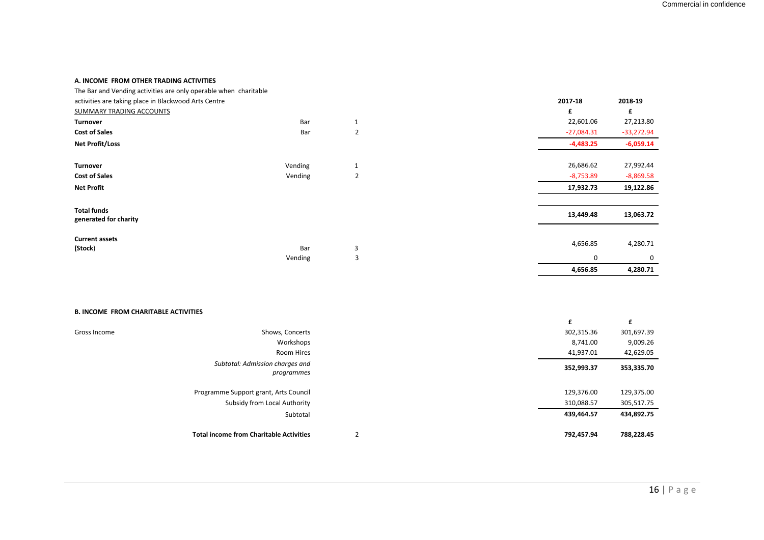**A. INCOME FROM OTHER TRADING ACTIVITIES**

The Bar and Vending activities are only operable when charitable activities are taking place in Blackwood Arts Centre

SUMMARY TRADING ACCOUNTS

| | | | 2017-18 | 2018-19 |
|---|---|---|---|---|
| | | | £ | £ |
| **Turnover** | Bar | 1 | 22,601.06 | 27,213.80 |
| **Cost of Sales** | Bar | 2 | -27,084.31 | -33,272.94 |
| **Net Profit/Loss** | | | **-4,483.25** | **-6,059.14** |
| **Turnover** | Vending | 1 | 26,686.62 | 27,992.44 |
| **Cost of Sales** | Vending | 2 | -8,753.89 | -8,869.58 |
| **Net Profit** | | | **17,932.73** | **19,122.86** |
| **Total funds generated for charity** | | | **13,449.48** | **13,063.72** |
| **Current assets (Stock)** | Bar | 3 | 4,656.85 | 4,280.71 |
| | Vending | 3 | 0 | 0 |
| | | | **4,656.85** | **4,280.71** |

**B. INCOME FROM CHARITABLE ACTIVITIES**

| | | | £ | £ |
|---|---|---|---|---|
| Gross Income | Shows, Concerts | | 302,315.36 | 301,697.39 |
| | Workshops | | 8,741.00 | 9,009.26 |
| | Room Hires | | 41,937.01 | 42,629.05 |
| | *Subtotal: Admission charges and programmes* | | **352,993.37** | **353,335.70** |
| | Programme Support grant, Arts Council | | 129,376.00 | 129,375.00 |
| | Subsidy from Local Authority | | 310,088.57 | 305,517.75 |
| | Subtotal | | **439,464.57** | **434,892.75** |
| | **Total income from Charitable Activities** | 2 | **792,457.94** | **788,228.45** |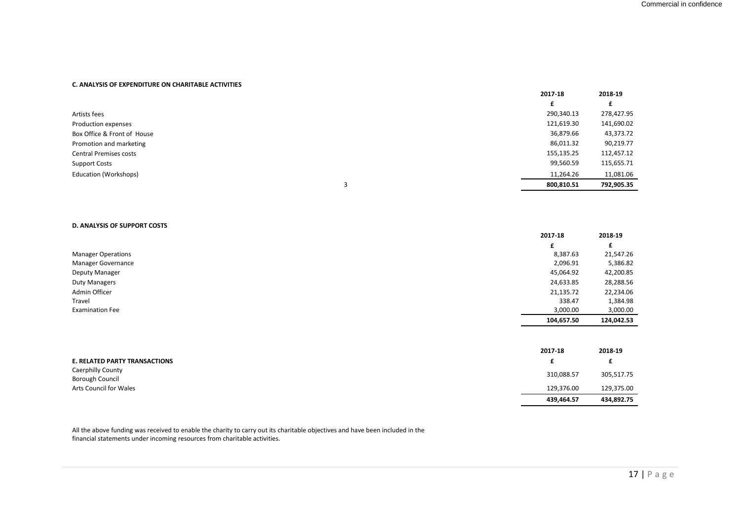**C. ANALYSIS OF EXPENDITURE ON CHARITABLE ACTIVITIES**

| | | 2017-18 | 2018-19 |
|---|---|---|---|
| | | £ | £ |
| Artists fees | | 290,340.13 | 278,427.95 |
| Production expenses | | 121,619.30 | 141,690.02 |
| Box Office & Front of House | | 36,879.66 | 43,373.72 |
| Promotion and marketing | | 86,011.32 | 90,219.77 |
| Central Premises costs | | 155,135.25 | 112,457.12 |
| Support Costs | | 99,560.59 | 115,655.71 |
| Education (Workshops) | | 11,264.26 | 11,081.06 |
| | 3 | **800,810.51** | **792,905.35** |

**D. ANALYSIS OF SUPPORT COSTS**

| | 2017-18 | 2018-19 |
|---|---|---|
| | £ | £ |
| Manager Operations | 8,387.63 | 21,547.26 |
| Manager Governance | 2,096.91 | 5,386.82 |
| Deputy Manager | 45,064.92 | 42,200.85 |
| Duty Managers | 24,633.85 | 28,288.56 |
| Admin Officer | 21,135.72 | 22,234.06 |
| Travel | 338.47 | 1,384.98 |
| Examination Fee | 3,000.00 | 3,000.00 |
| | **104,657.50** | **124,042.53** |

| | 2017-18 | 2018-19 |
|---|---|---|
| **E. RELATED PARTY TRANSACTIONS** | £ | £ |
| Caerphilly County Borough Council | 310,088.57 | 305,517.75 |
| Arts Council for Wales | 129,376.00 | 129,375.00 |
| | **439,464.57** | **434,892.75** |

All the above funding was received to enable the charity to carry out its charitable objectives and have been included in the financial statements under incoming resources from charitable activities.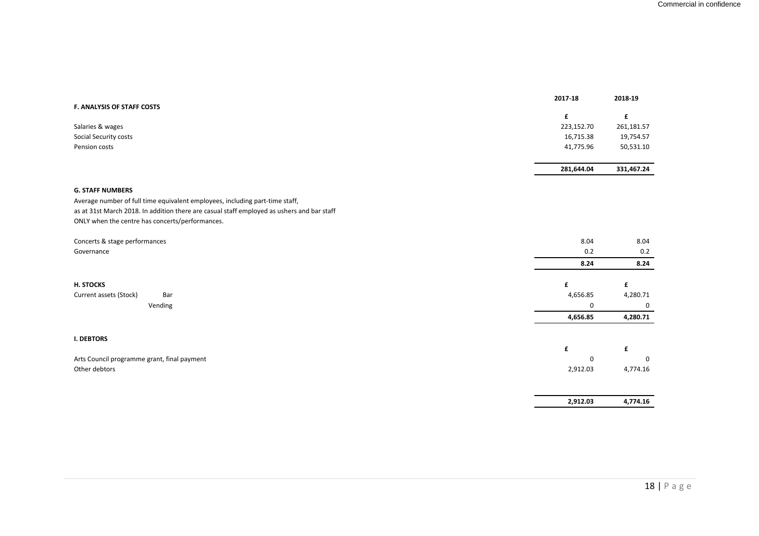## F. ANALYSIS OF STAFF COSTS

| | 2017-18 | 2018-19 |
|---|---|---|
| | £ | £ |
| Salaries & wages | 223,152.70 | 261,181.57 |
| Social Security costs | 16,715.38 | 19,754.57 |
| Pension costs | 41,775.96 | 50,531.10 |
| | **281,644.04** | **331,467.24** |

## G. STAFF NUMBERS

Average number of full time equivalent employees, including part-time staff, as at 31st March 2018. In addition there are casual staff employed as ushers and bar staff ONLY when the centre has concerts/performances.

| | 2017-18 | 2018-19 |
|---|---|---|
| Concerts & stage performances | 8.04 | 8.04 |
| Governance | 0.2 | 0.2 |
| | **8.24** | **8.24** |

## H. STOCKS

| | | 2017-18 | 2018-19 |
|---|---|---|---|
| | | £ | £ |
| Current assets (Stock) | Bar | 4,656.85 | 4,280.71 |
| | Vending | 0 | 0 |
| | | **4,656.85** | **4,280.71** |

## I. DEBTORS

| | 2017-18 | 2018-19 |
|---|---|---|
| | £ | £ |
| Arts Council programme grant, final payment | 0 | 0 |
| Other debtors | 2,912.03 | 4,774.16 |
| | **2,912.03** | **4,774.16** |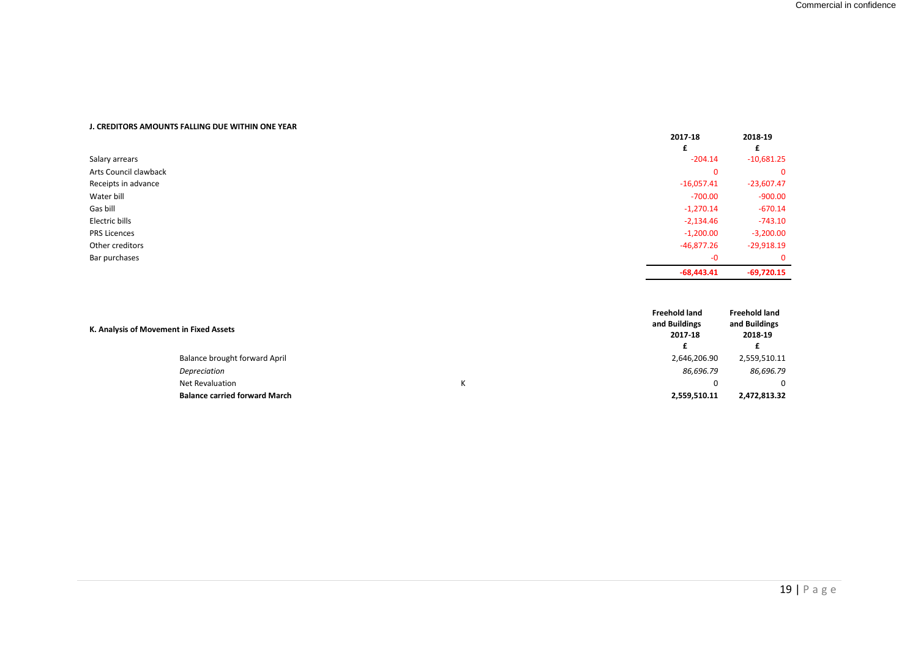**J. CREDITORS AMOUNTS FALLING DUE WITHIN ONE YEAR**

| | 2017-18 | 2018-19 |
|---|---|---|
| | £ | £ |
| Salary arrears | -204.14 | -10,681.25 |
| Arts Council clawback | 0 | 0 |
| Receipts in advance | -16,057.41 | -23,607.47 |
| Water bill | -700.00 | -900.00 |
| Gas bill | -1,270.14 | -670.14 |
| Electric bills | -2,134.46 | -743.10 |
| PRS Licences | -1,200.00 | -3,200.00 |
| Other creditors | -46,877.26 | -29,918.19 |
| Bar purchases | -0 | 0 |
| | **-68,443.41** | **-69,720.15** |

**K. Analysis of Movement in Fixed Assets**

| | | Freehold land and Buildings 2017-18 | Freehold land and Buildings 2018-19 |
|---|---|---|---|
| | | £ | £ |
| Balance brought forward April | | 2,646,206.90 | 2,559,510.11 |
| *Depreciation* | | *86,696.79* | *86,696.79* |
| Net Revaluation | K | 0 | 0 |
| **Balance carried forward March** | | **2,559,510.11** | **2,472,813.32** |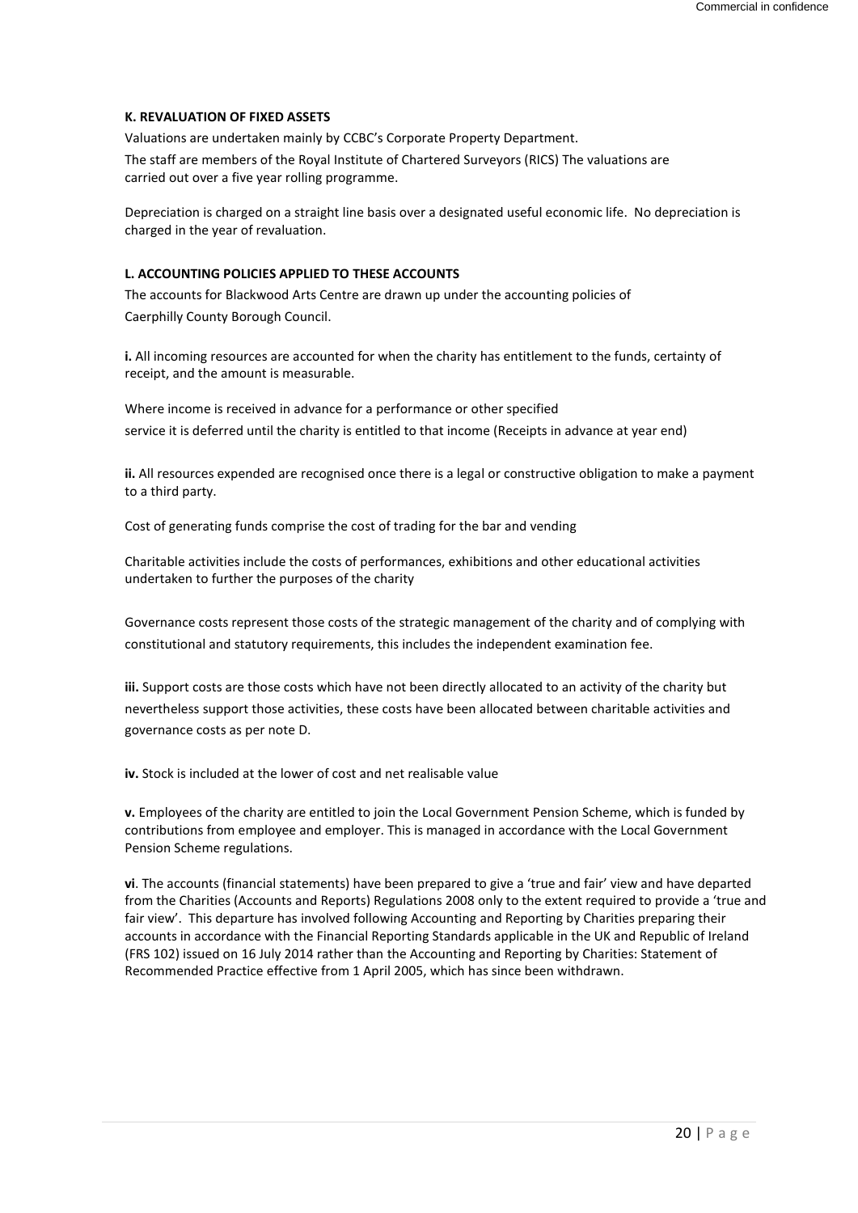### K. REVALUATION OF FIXED ASSETS

Valuations are undertaken mainly by CCBC's Corporate Property Department.

The staff are members of the Royal Institute of Chartered Surveyors (RICS) The valuations are carried out over a five year rolling programme.

Depreciation is charged on a straight line basis over a designated useful economic life. No depreciation is charged in the year of revaluation.

### L. ACCOUNTING POLICIES APPLIED TO THESE ACCOUNTS

The accounts for Blackwood Arts Centre are drawn up under the accounting policies of Caerphilly County Borough Council.

**i.** All incoming resources are accounted for when the charity has entitlement to the funds, certainty of receipt, and the amount is measurable.

Where income is received in advance for a performance or other specified service it is deferred until the charity is entitled to that income (Receipts in advance at year end)

**ii.** All resources expended are recognised once there is a legal or constructive obligation to make a payment to a third party.

Cost of generating funds comprise the cost of trading for the bar and vending

Charitable activities include the costs of performances, exhibitions and other educational activities undertaken to further the purposes of the charity

Governance costs represent those costs of the strategic management of the charity and of complying with constitutional and statutory requirements, this includes the independent examination fee.

**iii.** Support costs are those costs which have not been directly allocated to an activity of the charity but nevertheless support those activities, these costs have been allocated between charitable activities and governance costs as per note D.

**iv.** Stock is included at the lower of cost and net realisable value

**v.** Employees of the charity are entitled to join the Local Government Pension Scheme, which is funded by contributions from employee and employer. This is managed in accordance with the Local Government Pension Scheme regulations.

**vi**. The accounts (financial statements) have been prepared to give a 'true and fair' view and have departed from the Charities (Accounts and Reports) Regulations 2008 only to the extent required to provide a 'true and fair view'. This departure has involved following Accounting and Reporting by Charities preparing their accounts in accordance with the Financial Reporting Standards applicable in the UK and Republic of Ireland (FRS 102) issued on 16 July 2014 rather than the Accounting and Reporting by Charities: Statement of Recommended Practice effective from 1 April 2005, which has since been withdrawn.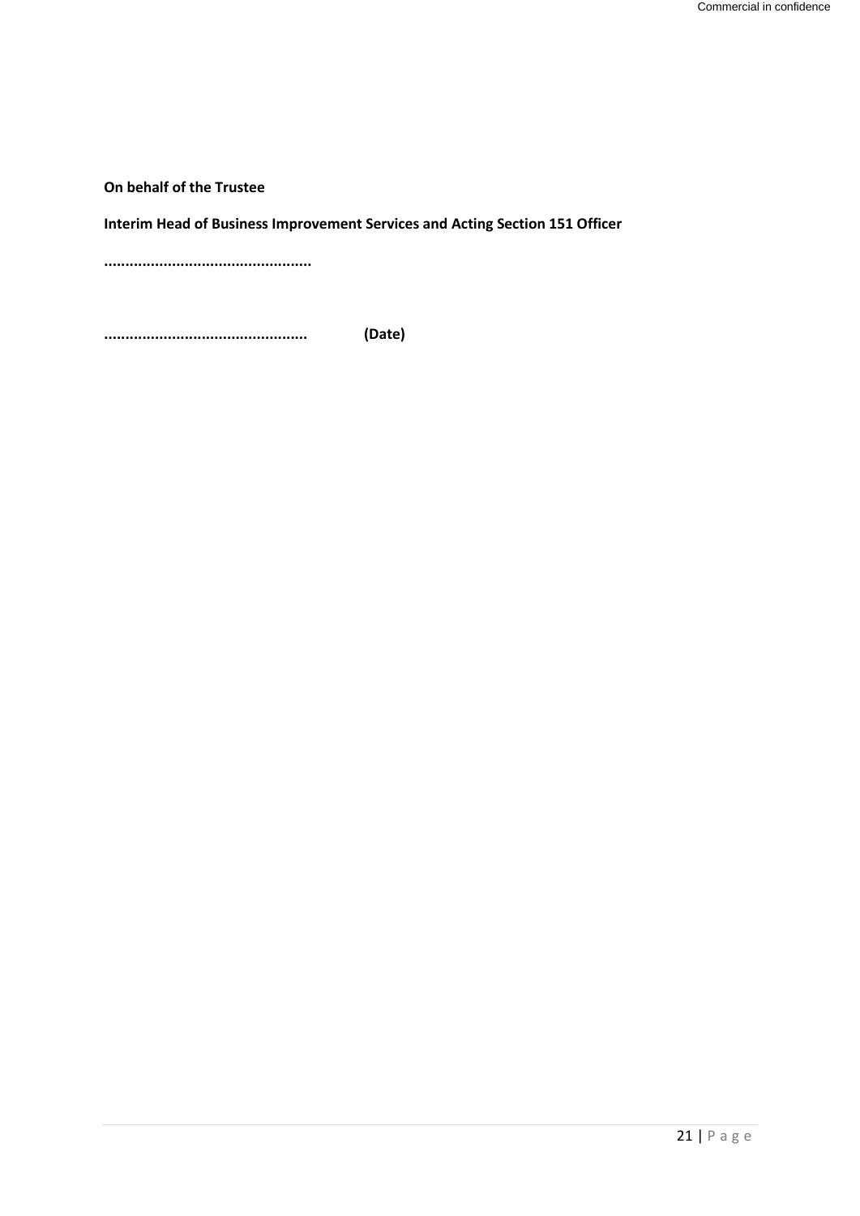**On behalf of the Trustee**

**Interim Head of Business Improvement Services and Acting Section 151 Officer**

**...............................................**

**...............................................** **(Date)**